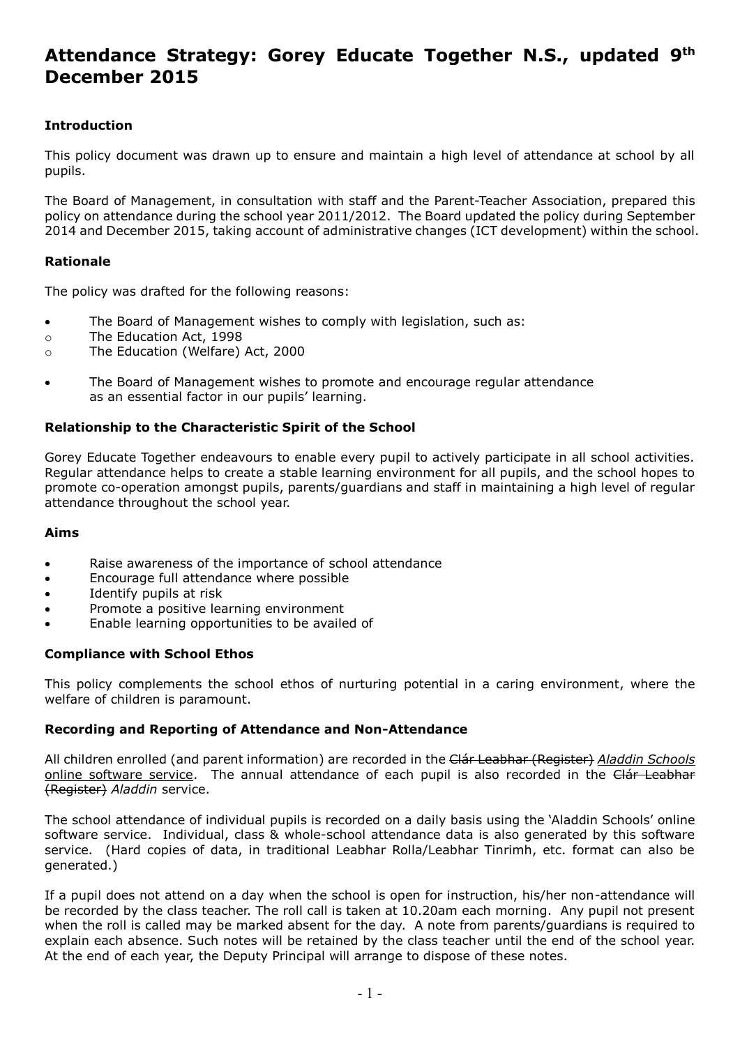# Attendance Strategy: Gorey Educate Together N.S., updated 9th December 2015

### Introduction

This policy document was drawn up to ensure and maintain a high level of attendance at school by all pupils.

The Board of Management, in consultation with staff and the Parent-Teacher Association, prepared this policy on attendance during the school year 2011/2012. The Board updated the policy during September 2014 and December 2015, taking account of administrative changes (ICT development) within the school.

### Rationale

The policy was drafted for the following reasons:

- The Board of Management wishes to comply with legislation, such as:
  - The Education Act, 1998
  - The Education (Welfare) Act, 2000
- The Board of Management wishes to promote and encourage regular attendance as an essential factor in our pupils' learning.

### Relationship to the Characteristic Spirit of the School

Gorey Educate Together endeavours to enable every pupil to actively participate in all school activities. Regular attendance helps to create a stable learning environment for all pupils, and the school hopes to promote co-operation amongst pupils, parents/guardians and staff in maintaining a high level of regular attendance throughout the school year.

### Aims

- Raise awareness of the importance of school attendance
- Encourage full attendance where possible
- Identify pupils at risk
- Promote a positive learning environment
- Enable learning opportunities to be availed of

### Compliance with School Ethos

This policy complements the school ethos of nurturing potential in a caring environment, where the welfare of children is paramount.

### Recording and Reporting of Attendance and Non-Attendance

All children enrolled (and parent information) are recorded in the ~~Clár Leabhar (Register)~~ *Aladdin Schools* online software service. The annual attendance of each pupil is also recorded in the ~~Clár Leabhar (Register)~~ *Aladdin* service.

The school attendance of individual pupils is recorded on a daily basis using the 'Aladdin Schools' online software service. Individual, class & whole-school attendance data is also generated by this software service. (Hard copies of data, in traditional Leabhar Rolla/Leabhar Tinrimh, etc. format can also be generated.)

If a pupil does not attend on a day when the school is open for instruction, his/her non-attendance will be recorded by the class teacher. The roll call is taken at 10.20am each morning. Any pupil not present when the roll is called may be marked absent for the day. A note from parents/guardians is required to explain each absence. Such notes will be retained by the class teacher until the end of the school year. At the end of each year, the Deputy Principal will arrange to dispose of these notes.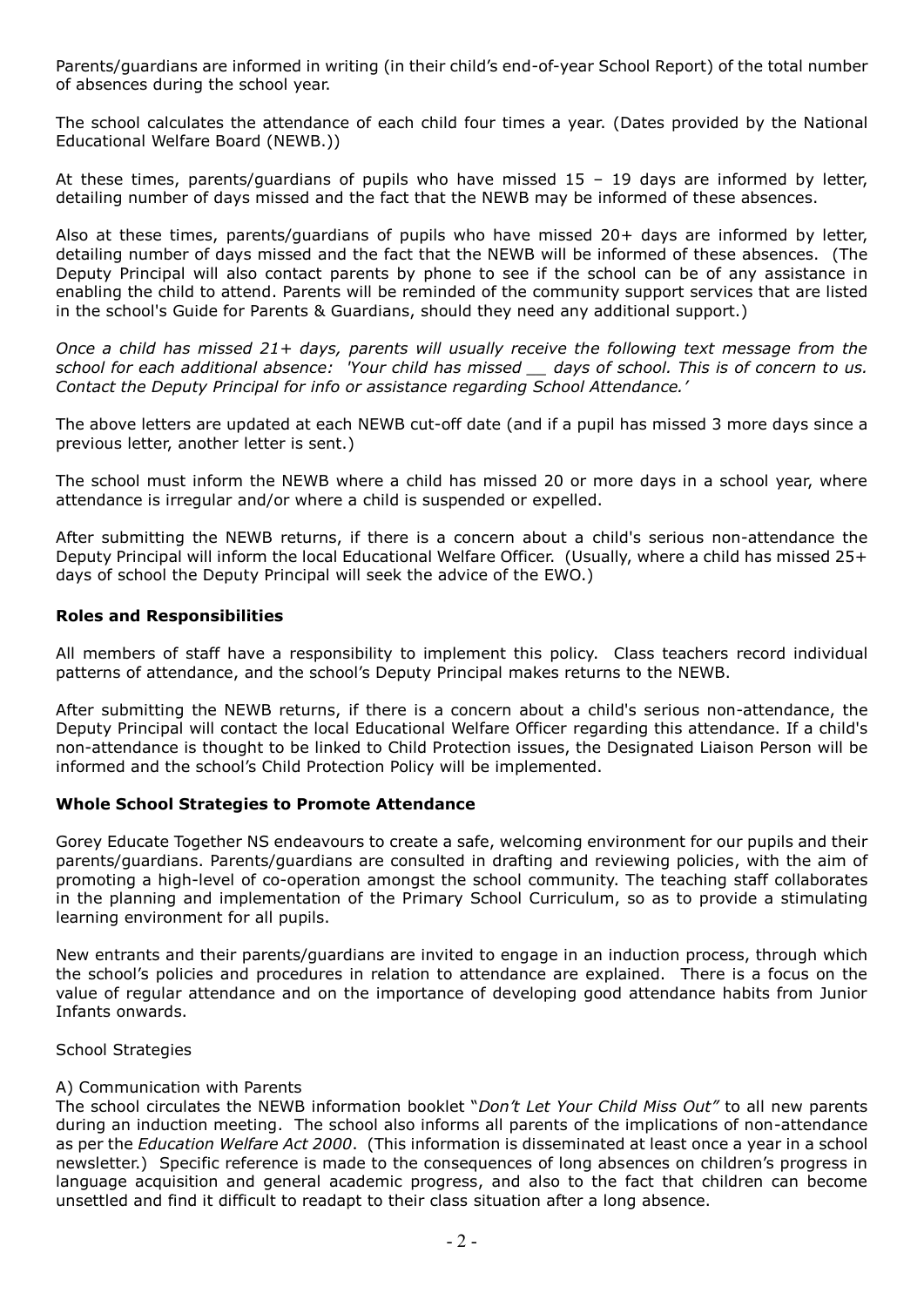Parents/guardians are informed in writing (in their child's end-of-year School Report) of the total number of absences during the school year.

The school calculates the attendance of each child four times a year. (Dates provided by the National Educational Welfare Board (NEWB.))

At these times, parents/guardians of pupils who have missed 15 – 19 days are informed by letter, detailing number of days missed and the fact that the NEWB may be informed of these absences.

Also at these times, parents/guardians of pupils who have missed 20+ days are informed by letter, detailing number of days missed and the fact that the NEWB will be informed of these absences. (The Deputy Principal will also contact parents by phone to see if the school can be of any assistance in enabling the child to attend. Parents will be reminded of the community support services that are listed in the school's Guide for Parents & Guardians, should they need any additional support.)

*Once a child has missed 21+ days, parents will usually receive the following text message from the school for each additional absence: 'Your child has missed __ days of school. This is of concern to us. Contact the Deputy Principal for info or assistance regarding School Attendance.'*

The above letters are updated at each NEWB cut-off date (and if a pupil has missed 3 more days since a previous letter, another letter is sent.)

The school must inform the NEWB where a child has missed 20 or more days in a school year, where attendance is irregular and/or where a child is suspended or expelled.

After submitting the NEWB returns, if there is a concern about a child's serious non-attendance the Deputy Principal will inform the local Educational Welfare Officer. (Usually, where a child has missed 25+ days of school the Deputy Principal will seek the advice of the EWO.)

**Roles and Responsibilities**

All members of staff have a responsibility to implement this policy. Class teachers record individual patterns of attendance, and the school's Deputy Principal makes returns to the NEWB.

After submitting the NEWB returns, if there is a concern about a child's serious non-attendance, the Deputy Principal will contact the local Educational Welfare Officer regarding this attendance. If a child's non-attendance is thought to be linked to Child Protection issues, the Designated Liaison Person will be informed and the school's Child Protection Policy will be implemented.

**Whole School Strategies to Promote Attendance**

Gorey Educate Together NS endeavours to create a safe, welcoming environment for our pupils and their parents/guardians. Parents/guardians are consulted in drafting and reviewing policies, with the aim of promoting a high-level of co-operation amongst the school community. The teaching staff collaborates in the planning and implementation of the Primary School Curriculum, so as to provide a stimulating learning environment for all pupils.

New entrants and their parents/guardians are invited to engage in an induction process, through which the school's policies and procedures in relation to attendance are explained. There is a focus on the value of regular attendance and on the importance of developing good attendance habits from Junior Infants onwards.

School Strategies

A) Communication with Parents

The school circulates the NEWB information booklet "*Don't Let Your Child Miss Out"* to all new parents during an induction meeting. The school also informs all parents of the implications of non-attendance as per the *Education Welfare Act 2000*. (This information is disseminated at least once a year in a school newsletter.) Specific reference is made to the consequences of long absences on children's progress in language acquisition and general academic progress, and also to the fact that children can become unsettled and find it difficult to readapt to their class situation after a long absence.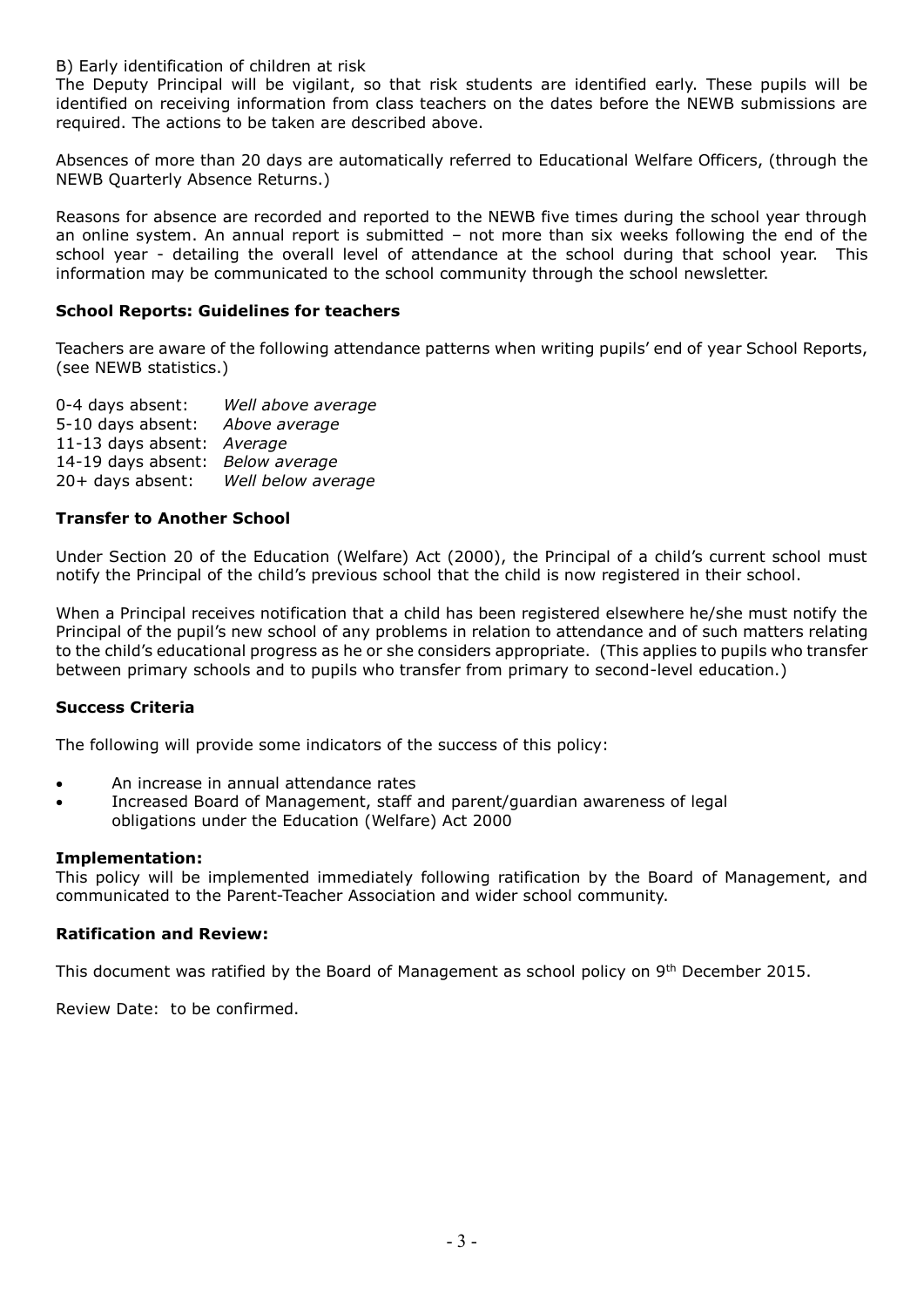B) Early identification of children at risk

The Deputy Principal will be vigilant, so that risk students are identified early. These pupils will be identified on receiving information from class teachers on the dates before the NEWB submissions are required. The actions to be taken are described above.

Absences of more than 20 days are automatically referred to Educational Welfare Officers, (through the NEWB Quarterly Absence Returns.)

Reasons for absence are recorded and reported to the NEWB five times during the school year through an online system. An annual report is submitted – not more than six weeks following the end of the school year - detailing the overall level of attendance at the school during that school year. This information may be communicated to the school community through the school newsletter.

**School Reports: Guidelines for teachers**

Teachers are aware of the following attendance patterns when writing pupils' end of year School Reports, (see NEWB statistics.)

| | |
|---|---|
| 0-4 days absent: | *Well above average* |
| 5-10 days absent: | *Above average* |
| 11-13 days absent: | *Average* |
| 14-19 days absent: | *Below average* |
| 20+ days absent: | *Well below average* |

**Transfer to Another School**

Under Section 20 of the Education (Welfare) Act (2000), the Principal of a child's current school must notify the Principal of the child's previous school that the child is now registered in their school.

When a Principal receives notification that a child has been registered elsewhere he/she must notify the Principal of the pupil's new school of any problems in relation to attendance and of such matters relating to the child's educational progress as he or she considers appropriate. (This applies to pupils who transfer between primary schools and to pupils who transfer from primary to second-level education.)

**Success Criteria**

The following will provide some indicators of the success of this policy:

- An increase in annual attendance rates
- Increased Board of Management, staff and parent/guardian awareness of legal obligations under the Education (Welfare) Act 2000

**Implementation:**

This policy will be implemented immediately following ratification by the Board of Management, and communicated to the Parent-Teacher Association and wider school community.

**Ratification and Review:**

This document was ratified by the Board of Management as school policy on 9th December 2015.

Review Date: to be confirmed.